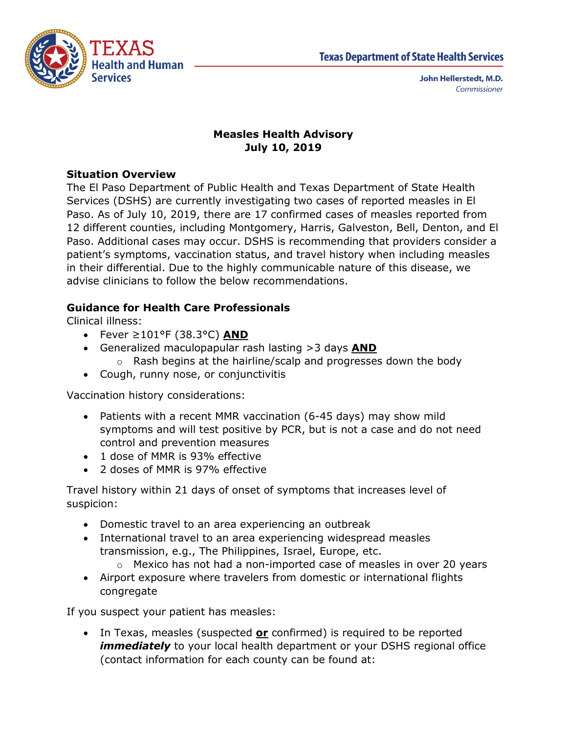Texas Department of State Health Services

John Hellerstedt, M.D.
*Commissioner*

# Measles Health Advisory
# July 10, 2019

## Situation Overview

The El Paso Department of Public Health and Texas Department of State Health Services (DSHS) are currently investigating two cases of reported measles in El Paso. As of July 10, 2019, there are 17 confirmed cases of measles reported from 12 different counties, including Montgomery, Harris, Galveston, Bell, Denton, and El Paso. Additional cases may occur. DSHS is recommending that providers consider a patient's symptoms, vaccination status, and travel history when including measles in their differential. Due to the highly communicable nature of this disease, we advise clinicians to follow the below recommendations.

## Guidance for Health Care Professionals

Clinical illness:

- Fever ≥101°F (38.3°C) **AND**
- Generalized maculopapular rash lasting >3 days **AND**
  - Rash begins at the hairline/scalp and progresses down the body
- Cough, runny nose, or conjunctivitis

Vaccination history considerations:

- Patients with a recent MMR vaccination (6-45 days) may show mild symptoms and will test positive by PCR, but is not a case and do not need control and prevention measures
- 1 dose of MMR is 93% effective
- 2 doses of MMR is 97% effective

Travel history within 21 days of onset of symptoms that increases level of suspicion:

- Domestic travel to an area experiencing an outbreak
- International travel to an area experiencing widespread measles transmission, e.g., The Philippines, Israel, Europe, etc.
  - Mexico has not had a non-imported case of measles in over 20 years
- Airport exposure where travelers from domestic or international flights congregate

If you suspect your patient has measles:

- In Texas, measles (suspected **or** confirmed) is required to be reported ***immediately*** to your local health department or your DSHS regional office (contact information for each county can be found at: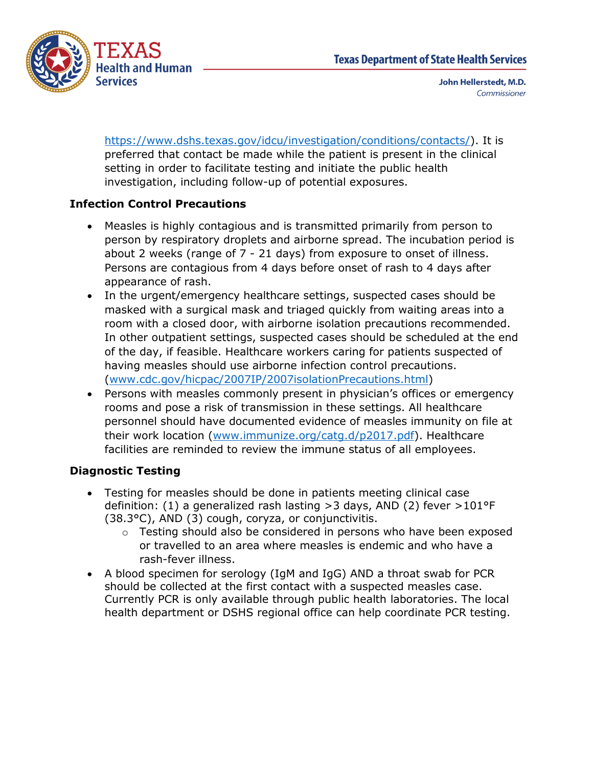https://www.dshs.texas.gov/idcu/investigation/conditions/contacts/). It is preferred that contact be made while the patient is present in the clinical setting in order to facilitate testing and initiate the public health investigation, including follow-up of potential exposures.

**Infection Control Precautions**

- Measles is highly contagious and is transmitted primarily from person to person by respiratory droplets and airborne spread. The incubation period is about 2 weeks (range of 7 - 21 days) from exposure to onset of illness. Persons are contagious from 4 days before onset of rash to 4 days after appearance of rash.
- In the urgent/emergency healthcare settings, suspected cases should be masked with a surgical mask and triaged quickly from waiting areas into a room with a closed door, with airborne isolation precautions recommended. In other outpatient settings, suspected cases should be scheduled at the end of the day, if feasible. Healthcare workers caring for patients suspected of having measles should use airborne infection control precautions. (www.cdc.gov/hicpac/2007IP/2007isolationPrecautions.html)
- Persons with measles commonly present in physician's offices or emergency rooms and pose a risk of transmission in these settings. All healthcare personnel should have documented evidence of measles immunity on file at their work location (www.immunize.org/catg.d/p2017.pdf). Healthcare facilities are reminded to review the immune status of all employees.

**Diagnostic Testing**

- Testing for measles should be done in patients meeting clinical case definition: (1) a generalized rash lasting >3 days, AND (2) fever >101°F (38.3°C), AND (3) cough, coryza, or conjunctivitis.
  - Testing should also be considered in persons who have been exposed or travelled to an area where measles is endemic and who have a rash-fever illness.
- A blood specimen for serology (IgM and IgG) AND a throat swab for PCR should be collected at the first contact with a suspected measles case. Currently PCR is only available through public health laboratories. The local health department or DSHS regional office can help coordinate PCR testing.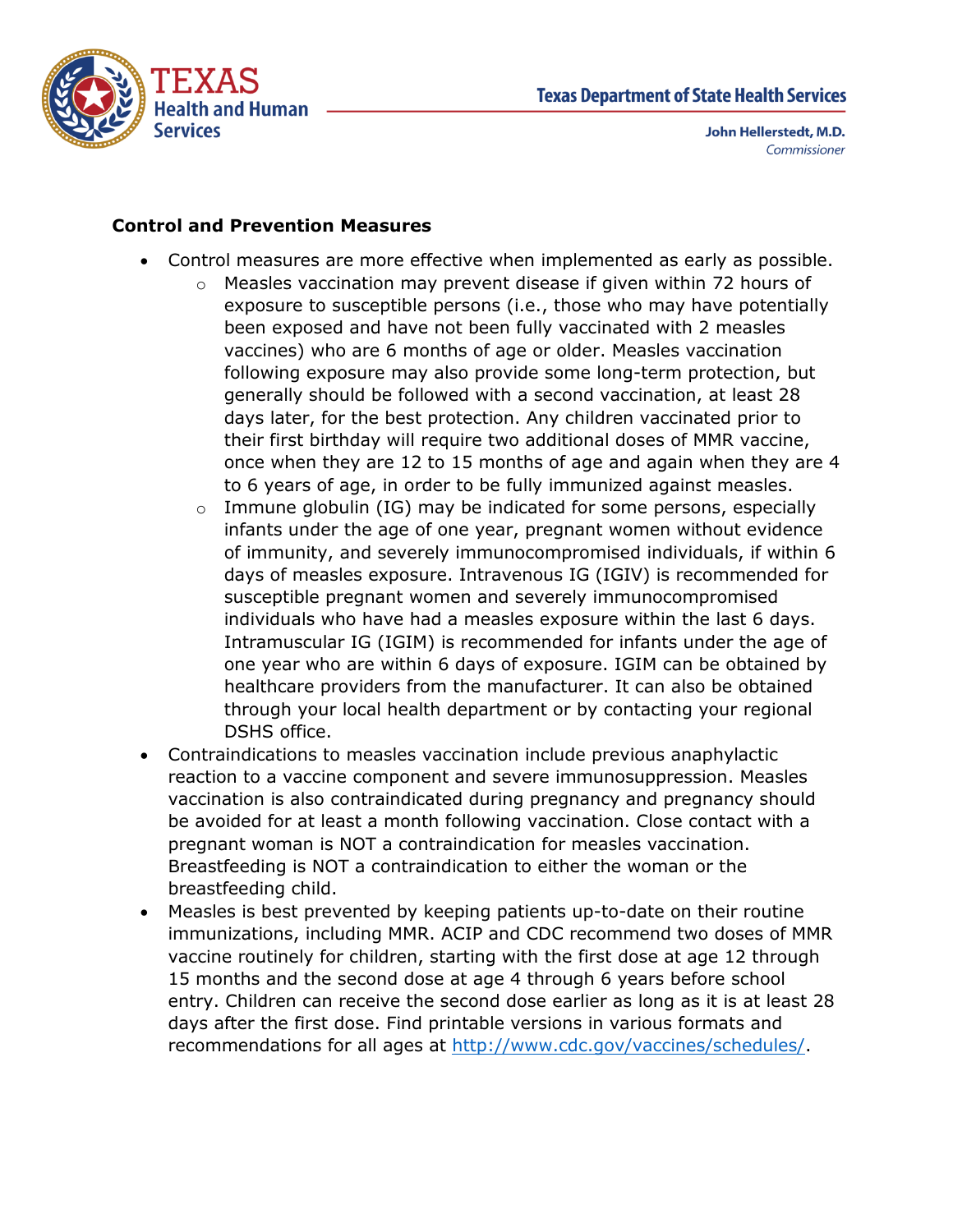**Control and Prevention Measures**

- Control measures are more effective when implemented as early as possible.
  - Measles vaccination may prevent disease if given within 72 hours of exposure to susceptible persons (i.e., those who may have potentially been exposed and have not been fully vaccinated with 2 measles vaccines) who are 6 months of age or older. Measles vaccination following exposure may also provide some long-term protection, but generally should be followed with a second vaccination, at least 28 days later, for the best protection. Any children vaccinated prior to their first birthday will require two additional doses of MMR vaccine, once when they are 12 to 15 months of age and again when they are 4 to 6 years of age, in order to be fully immunized against measles.
  - Immune globulin (IG) may be indicated for some persons, especially infants under the age of one year, pregnant women without evidence of immunity, and severely immunocompromised individuals, if within 6 days of measles exposure. Intravenous IG (IGIV) is recommended for susceptible pregnant women and severely immunocompromised individuals who have had a measles exposure within the last 6 days. Intramuscular IG (IGIM) is recommended for infants under the age of one year who are within 6 days of exposure. IGIM can be obtained by healthcare providers from the manufacturer. It can also be obtained through your local health department or by contacting your regional DSHS office.
- Contraindications to measles vaccination include previous anaphylactic reaction to a vaccine component and severe immunosuppression. Measles vaccination is also contraindicated during pregnancy and pregnancy should be avoided for at least a month following vaccination. Close contact with a pregnant woman is NOT a contraindication for measles vaccination. Breastfeeding is NOT a contraindication to either the woman or the breastfeeding child.
- Measles is best prevented by keeping patients up-to-date on their routine immunizations, including MMR. ACIP and CDC recommend two doses of MMR vaccine routinely for children, starting with the first dose at age 12 through 15 months and the second dose at age 4 through 6 years before school entry. Children can receive the second dose earlier as long as it is at least 28 days after the first dose. Find printable versions in various formats and recommendations for all ages at [http://www.cdc.gov/vaccines/schedules/](http://www.cdc.gov/vaccines/schedules/).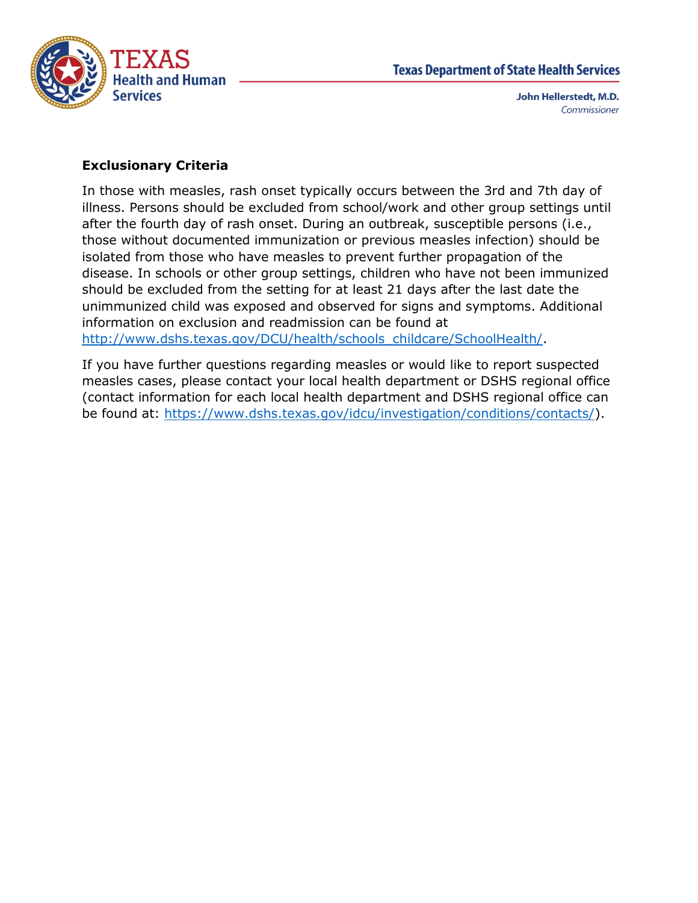**Exclusionary Criteria**

In those with measles, rash onset typically occurs between the 3rd and 7th day of illness. Persons should be excluded from school/work and other group settings until after the fourth day of rash onset. During an outbreak, susceptible persons (i.e., those without documented immunization or previous measles infection) should be isolated from those who have measles to prevent further propagation of the disease. In schools or other group settings, children who have not been immunized should be excluded from the setting for at least 21 days after the last date the unimmunized child was exposed and observed for signs and symptoms. Additional information on exclusion and readmission can be found at http://www.dshs.texas.gov/DCU/health/schools_childcare/SchoolHealth/.

If you have further questions regarding measles or would like to report suspected measles cases, please contact your local health department or DSHS regional office (contact information for each local health department and DSHS regional office can be found at: https://www.dshs.texas.gov/idcu/investigation/conditions/contacts/).